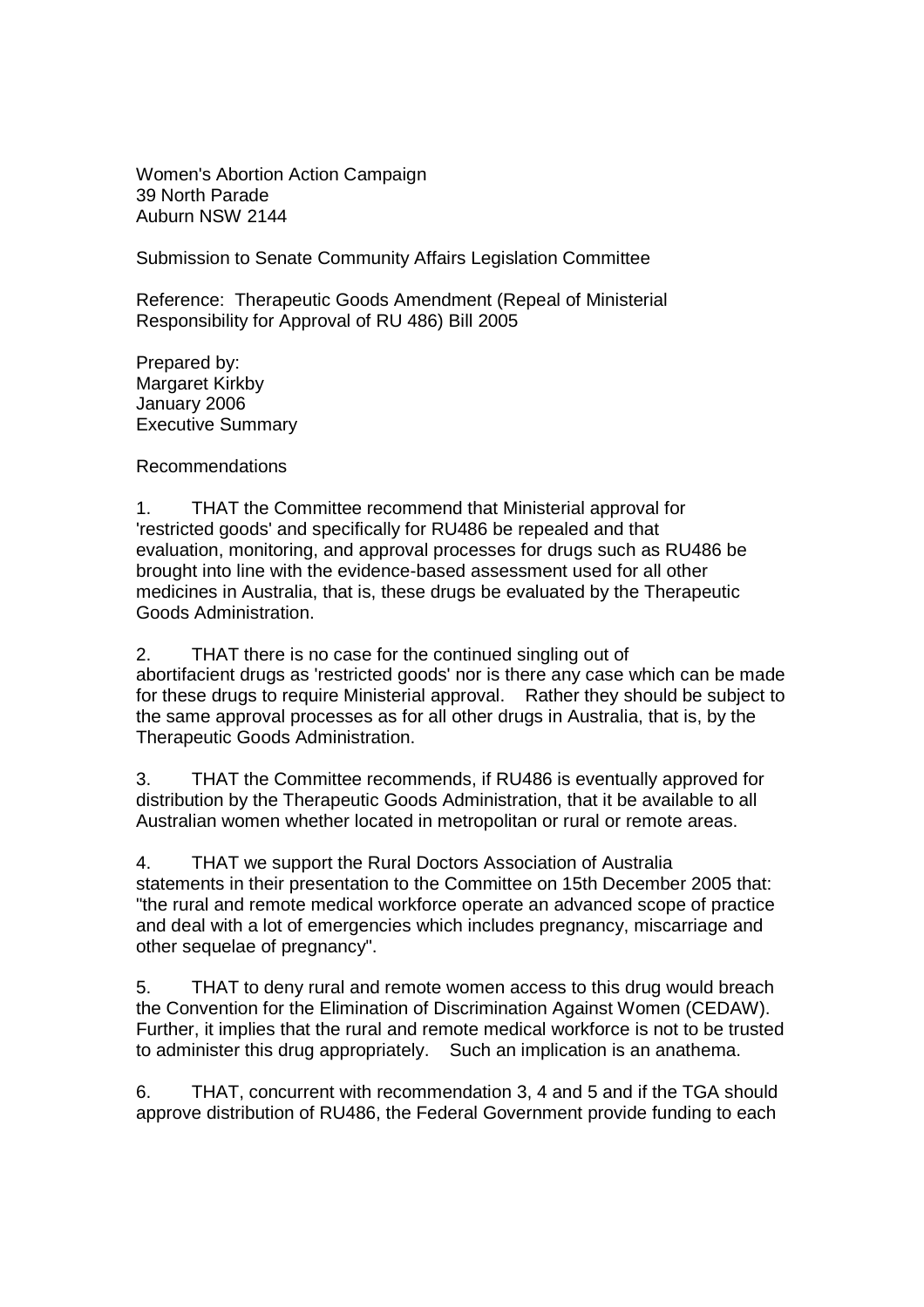Women's Abortion Action Campaign
39 North Parade
Auburn NSW 2144

Submission to Senate Community Affairs Legislation Committee

Reference: Therapeutic Goods Amendment (Repeal of Ministerial Responsibility for Approval of RU 486) Bill 2005

Prepared by:
Margaret Kirkby
January 2006
Executive Summary

Recommendations

1. THAT the Committee recommend that Ministerial approval for 'restricted goods' and specifically for RU486 be repealed and that evaluation, monitoring, and approval processes for drugs such as RU486 be brought into line with the evidence-based assessment used for all other medicines in Australia, that is, these drugs be evaluated by the Therapeutic Goods Administration.

2. THAT there is no case for the continued singling out of abortifacient drugs as 'restricted goods' nor is there any case which can be made for these drugs to require Ministerial approval. Rather they should be subject to the same approval processes as for all other drugs in Australia, that is, by the Therapeutic Goods Administration.

3. THAT the Committee recommends, if RU486 is eventually approved for distribution by the Therapeutic Goods Administration, that it be available to all Australian women whether located in metropolitan or rural or remote areas.

4. THAT we support the Rural Doctors Association of Australia statements in their presentation to the Committee on 15th December 2005 that: "the rural and remote medical workforce operate an advanced scope of practice and deal with a lot of emergencies which includes pregnancy, miscarriage and other sequelae of pregnancy".

5. THAT to deny rural and remote women access to this drug would breach the Convention for the Elimination of Discrimination Against Women (CEDAW). Further, it implies that the rural and remote medical workforce is not to be trusted to administer this drug appropriately. Such an implication is an anathema.

6. THAT, concurrent with recommendation 3, 4 and 5 and if the TGA should approve distribution of RU486, the Federal Government provide funding to each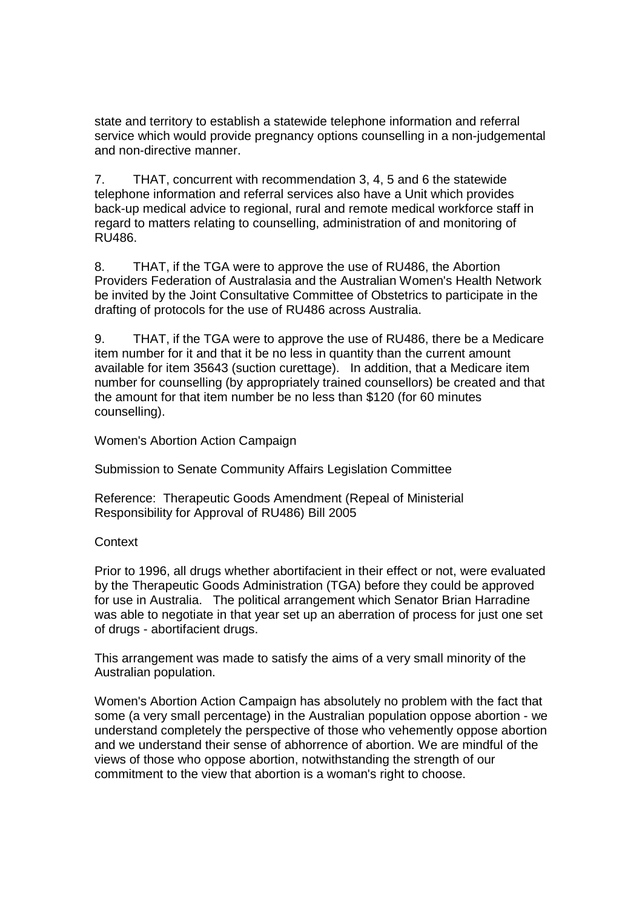state and territory to establish a statewide telephone information and referral service which would provide pregnancy options counselling in a non-judgemental and non-directive manner.

7. THAT, concurrent with recommendation 3, 4, 5 and 6 the statewide telephone information and referral services also have a Unit which provides back-up medical advice to regional, rural and remote medical workforce staff in regard to matters relating to counselling, administration of and monitoring of RU486.

8. THAT, if the TGA were to approve the use of RU486, the Abortion Providers Federation of Australasia and the Australian Women's Health Network be invited by the Joint Consultative Committee of Obstetrics to participate in the drafting of protocols for the use of RU486 across Australia.

9. THAT, if the TGA were to approve the use of RU486, there be a Medicare item number for it and that it be no less in quantity than the current amount available for item 35643 (suction curettage). In addition, that a Medicare item number for counselling (by appropriately trained counsellors) be created and that the amount for that item number be no less than $120 (for 60 minutes counselling).

Women's Abortion Action Campaign

Submission to Senate Community Affairs Legislation Committee

Reference: Therapeutic Goods Amendment (Repeal of Ministerial Responsibility for Approval of RU486) Bill 2005

Context

Prior to 1996, all drugs whether abortifacient in their effect or not, were evaluated by the Therapeutic Goods Administration (TGA) before they could be approved for use in Australia. The political arrangement which Senator Brian Harradine was able to negotiate in that year set up an aberration of process for just one set of drugs - abortifacient drugs.

This arrangement was made to satisfy the aims of a very small minority of the Australian population.

Women's Abortion Action Campaign has absolutely no problem with the fact that some (a very small percentage) in the Australian population oppose abortion - we understand completely the perspective of those who vehemently oppose abortion and we understand their sense of abhorrence of abortion. We are mindful of the views of those who oppose abortion, notwithstanding the strength of our commitment to the view that abortion is a woman's right to choose.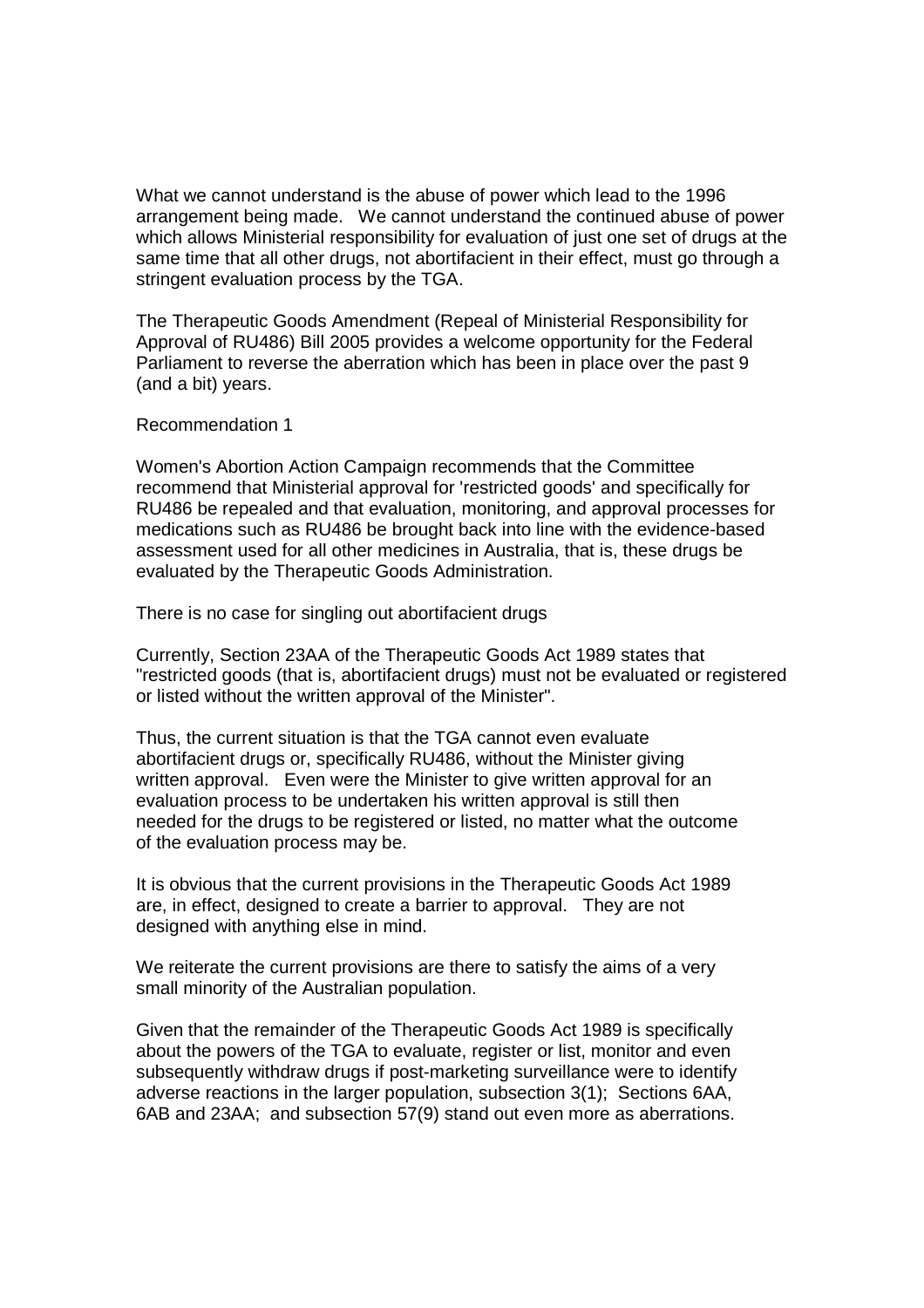What we cannot understand is the abuse of power which lead to the 1996 arrangement being made. We cannot understand the continued abuse of power which allows Ministerial responsibility for evaluation of just one set of drugs at the same time that all other drugs, not abortifacient in their effect, must go through a stringent evaluation process by the TGA.

The Therapeutic Goods Amendment (Repeal of Ministerial Responsibility for Approval of RU486) Bill 2005 provides a welcome opportunity for the Federal Parliament to reverse the aberration which has been in place over the past 9 (and a bit) years.

Recommendation 1

Women's Abortion Action Campaign recommends that the Committee recommend that Ministerial approval for 'restricted goods' and specifically for RU486 be repealed and that evaluation, monitoring, and approval processes for medications such as RU486 be brought back into line with the evidence-based assessment used for all other medicines in Australia, that is, these drugs be evaluated by the Therapeutic Goods Administration.

There is no case for singling out abortifacient drugs

Currently, Section 23AA of the Therapeutic Goods Act 1989 states that "restricted goods (that is, abortifacient drugs) must not be evaluated or registered or listed without the written approval of the Minister".

Thus, the current situation is that the TGA cannot even evaluate abortifacient drugs or, specifically RU486, without the Minister giving written approval. Even were the Minister to give written approval for an evaluation process to be undertaken his written approval is still then needed for the drugs to be registered or listed, no matter what the outcome of the evaluation process may be.

It is obvious that the current provisions in the Therapeutic Goods Act 1989 are, in effect, designed to create a barrier to approval. They are not designed with anything else in mind.

We reiterate the current provisions are there to satisfy the aims of a very small minority of the Australian population.

Given that the remainder of the Therapeutic Goods Act 1989 is specifically about the powers of the TGA to evaluate, register or list, monitor and even subsequently withdraw drugs if post-marketing surveillance were to identify adverse reactions in the larger population, subsection 3(1); Sections 6AA, 6AB and 23AA; and subsection 57(9) stand out even more as aberrations.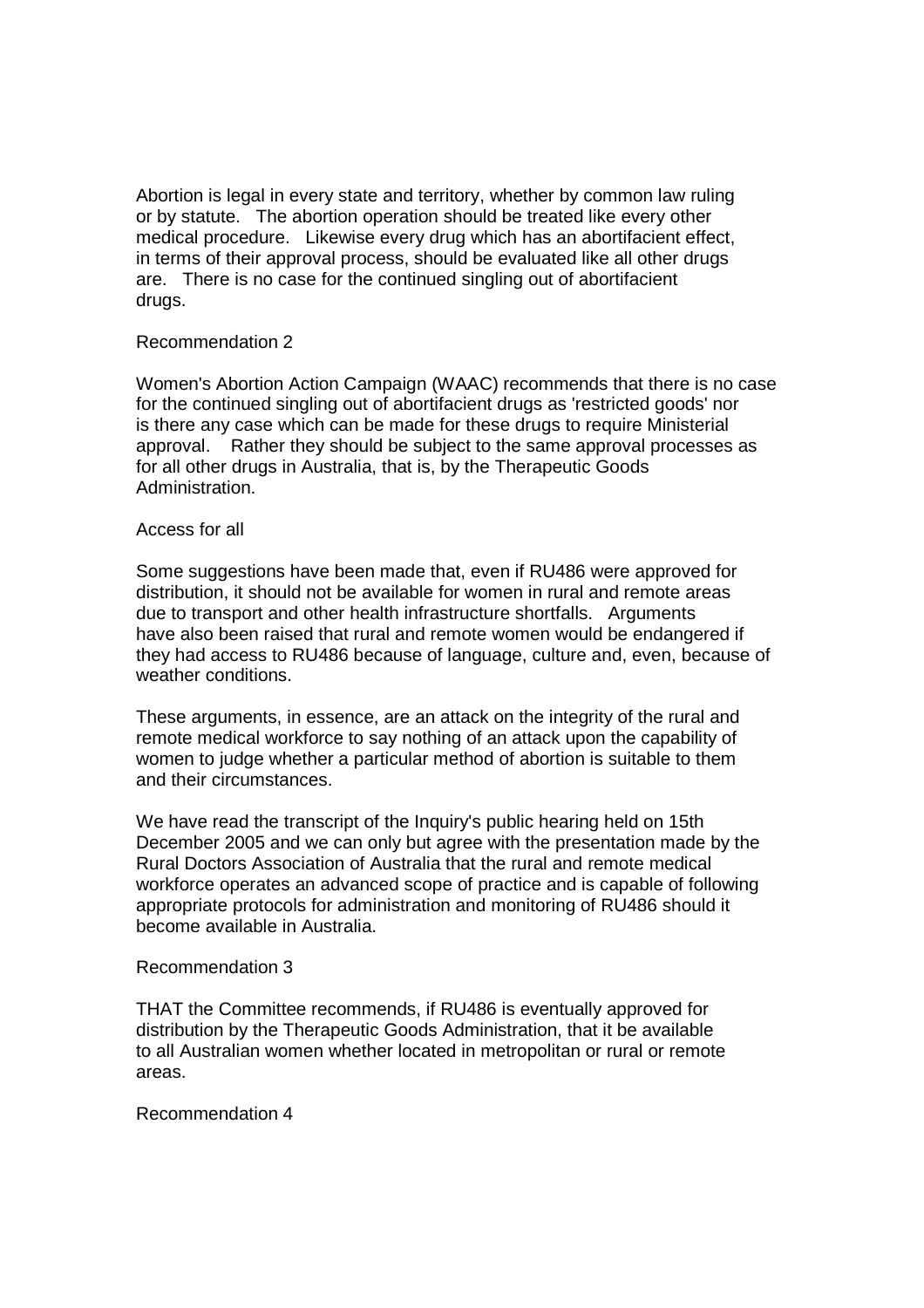Abortion is legal in every state and territory, whether by common law ruling or by statute. The abortion operation should be treated like every other medical procedure. Likewise every drug which has an abortifacient effect, in terms of their approval process, should be evaluated like all other drugs are. There is no case for the continued singling out of abortifacient drugs.

Recommendation 2

Women's Abortion Action Campaign (WAAC) recommends that there is no case for the continued singling out of abortifacient drugs as 'restricted goods' nor is there any case which can be made for these drugs to require Ministerial approval. Rather they should be subject to the same approval processes as for all other drugs in Australia, that is, by the Therapeutic Goods Administration.

Access for all

Some suggestions have been made that, even if RU486 were approved for distribution, it should not be available for women in rural and remote areas due to transport and other health infrastructure shortfalls. Arguments have also been raised that rural and remote women would be endangered if they had access to RU486 because of language, culture and, even, because of weather conditions.

These arguments, in essence, are an attack on the integrity of the rural and remote medical workforce to say nothing of an attack upon the capability of women to judge whether a particular method of abortion is suitable to them and their circumstances.

We have read the transcript of the Inquiry's public hearing held on 15th December 2005 and we can only but agree with the presentation made by the Rural Doctors Association of Australia that the rural and remote medical workforce operates an advanced scope of practice and is capable of following appropriate protocols for administration and monitoring of RU486 should it become available in Australia.

Recommendation 3

THAT the Committee recommends, if RU486 is eventually approved for distribution by the Therapeutic Goods Administration, that it be available to all Australian women whether located in metropolitan or rural or remote areas.

Recommendation 4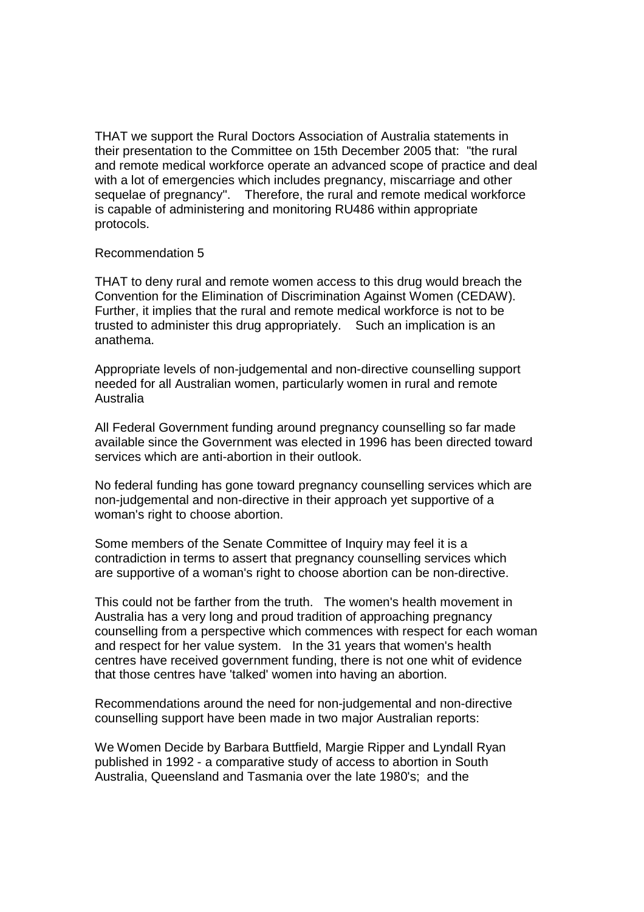THAT we support the Rural Doctors Association of Australia statements in their presentation to the Committee on 15th December 2005 that: "the rural and remote medical workforce operate an advanced scope of practice and deal with a lot of emergencies which includes pregnancy, miscarriage and other sequelae of pregnancy". Therefore, the rural and remote medical workforce is capable of administering and monitoring RU486 within appropriate protocols.

Recommendation 5

THAT to deny rural and remote women access to this drug would breach the Convention for the Elimination of Discrimination Against Women (CEDAW). Further, it implies that the rural and remote medical workforce is not to be trusted to administer this drug appropriately. Such an implication is an anathema.

Appropriate levels of non-judgemental and non-directive counselling support needed for all Australian women, particularly women in rural and remote Australia

All Federal Government funding around pregnancy counselling so far made available since the Government was elected in 1996 has been directed toward services which are anti-abortion in their outlook.

No federal funding has gone toward pregnancy counselling services which are non-judgemental and non-directive in their approach yet supportive of a woman's right to choose abortion.

Some members of the Senate Committee of Inquiry may feel it is a contradiction in terms to assert that pregnancy counselling services which are supportive of a woman's right to choose abortion can be non-directive.

This could not be farther from the truth. The women's health movement in Australia has a very long and proud tradition of approaching pregnancy counselling from a perspective which commences with respect for each woman and respect for her value system. In the 31 years that women's health centres have received government funding, there is not one whit of evidence that those centres have 'talked' women into having an abortion.

Recommendations around the need for non-judgemental and non-directive counselling support have been made in two major Australian reports:

We Women Decide by Barbara Buttfield, Margie Ripper and Lyndall Ryan published in 1992 - a comparative study of access to abortion in South Australia, Queensland and Tasmania over the late 1980's; and the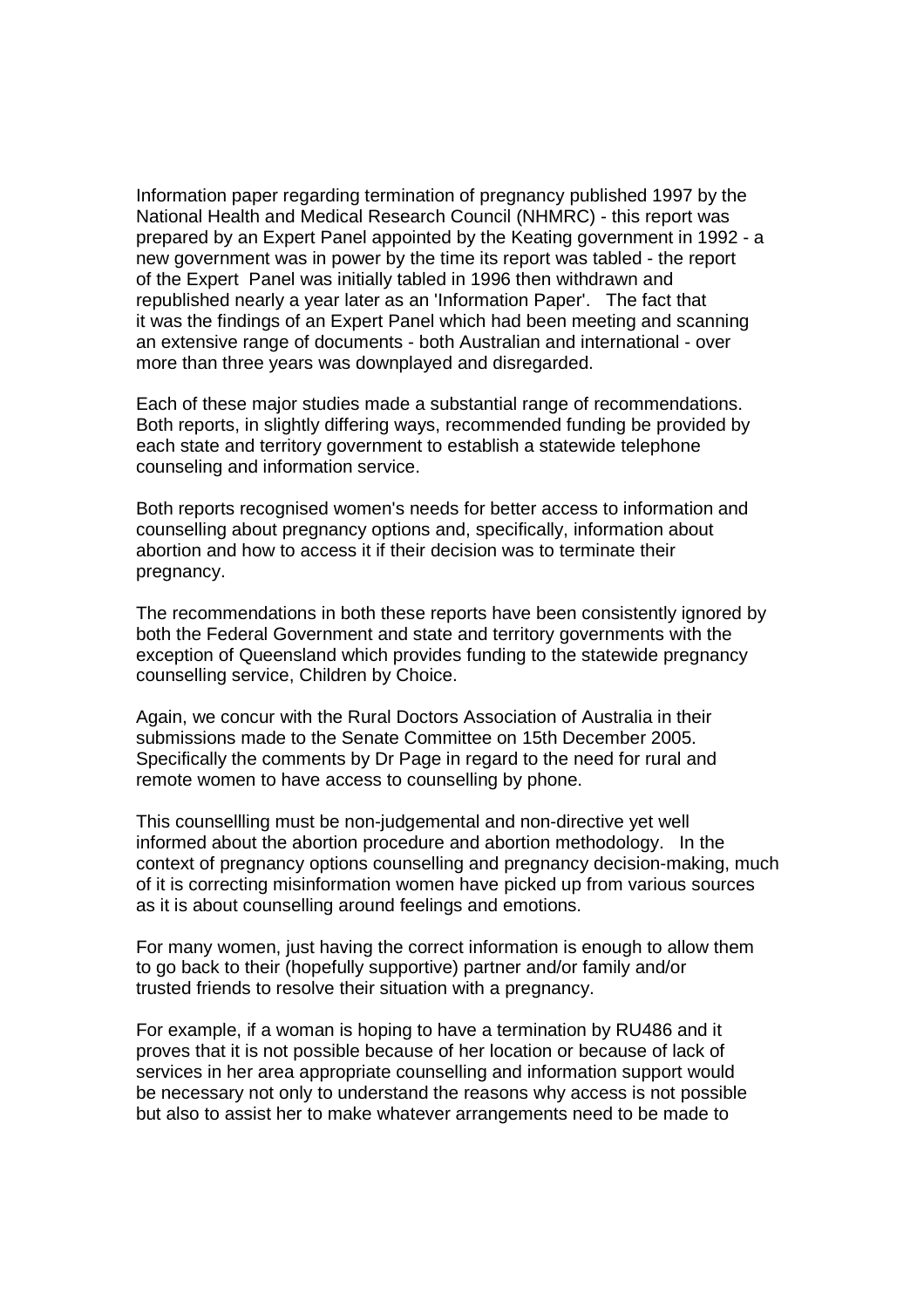Information paper regarding termination of pregnancy published 1997 by the National Health and Medical Research Council (NHMRC) - this report was prepared by an Expert Panel appointed by the Keating government in 1992 - a new government was in power by the time its report was tabled - the report of the Expert Panel was initially tabled in 1996 then withdrawn and republished nearly a year later as an 'Information Paper'. The fact that it was the findings of an Expert Panel which had been meeting and scanning an extensive range of documents - both Australian and international - over more than three years was downplayed and disregarded.

Each of these major studies made a substantial range of recommendations. Both reports, in slightly differing ways, recommended funding be provided by each state and territory government to establish a statewide telephone counseling and information service.

Both reports recognised women's needs for better access to information and counselling about pregnancy options and, specifically, information about abortion and how to access it if their decision was to terminate their pregnancy.

The recommendations in both these reports have been consistently ignored by both the Federal Government and state and territory governments with the exception of Queensland which provides funding to the statewide pregnancy counselling service, Children by Choice.

Again, we concur with the Rural Doctors Association of Australia in their submissions made to the Senate Committee on 15th December 2005. Specifically the comments by Dr Page in regard to the need for rural and remote women to have access to counselling by phone.

This counsellling must be non-judgemental and non-directive yet well informed about the abortion procedure and abortion methodology. In the context of pregnancy options counselling and pregnancy decision-making, much of it is correcting misinformation women have picked up from various sources as it is about counselling around feelings and emotions.

For many women, just having the correct information is enough to allow them to go back to their (hopefully supportive) partner and/or family and/or trusted friends to resolve their situation with a pregnancy.

For example, if a woman is hoping to have a termination by RU486 and it proves that it is not possible because of her location or because of lack of services in her area appropriate counselling and information support would be necessary not only to understand the reasons why access is not possible but also to assist her to make whatever arrangements need to be made to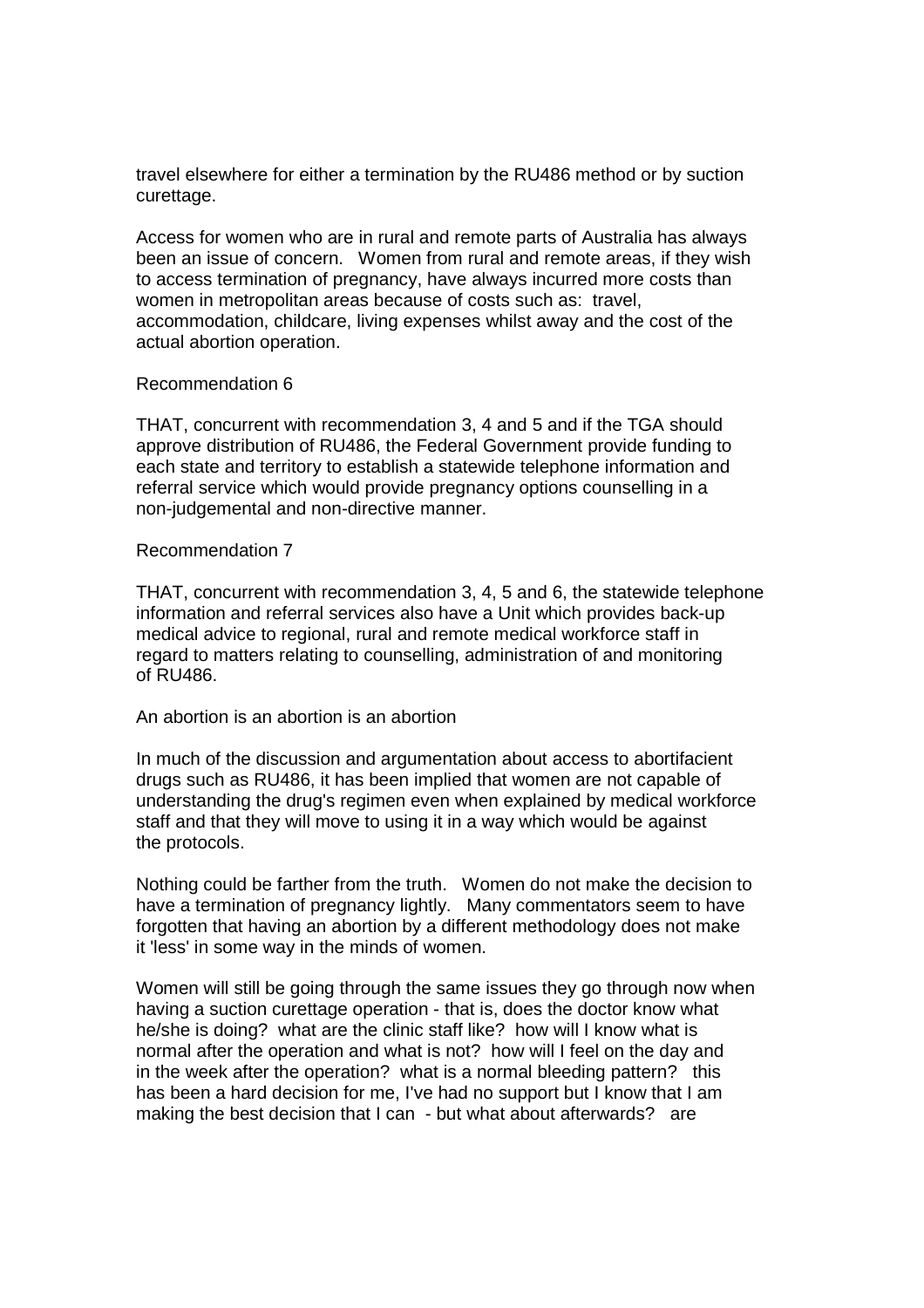travel elsewhere for either a termination by the RU486 method or by suction curettage.

Access for women who are in rural and remote parts of Australia has always been an issue of concern. Women from rural and remote areas, if they wish to access termination of pregnancy, have always incurred more costs than women in metropolitan areas because of costs such as: travel, accommodation, childcare, living expenses whilst away and the cost of the actual abortion operation.

Recommendation 6

THAT, concurrent with recommendation 3, 4 and 5 and if the TGA should approve distribution of RU486, the Federal Government provide funding to each state and territory to establish a statewide telephone information and referral service which would provide pregnancy options counselling in a non-judgemental and non-directive manner.

Recommendation 7

THAT, concurrent with recommendation 3, 4, 5 and 6, the statewide telephone information and referral services also have a Unit which provides back-up medical advice to regional, rural and remote medical workforce staff in regard to matters relating to counselling, administration of and monitoring of RU486.

An abortion is an abortion is an abortion

In much of the discussion and argumentation about access to abortifacient drugs such as RU486, it has been implied that women are not capable of understanding the drug's regimen even when explained by medical workforce staff and that they will move to using it in a way which would be against the protocols.

Nothing could be farther from the truth. Women do not make the decision to have a termination of pregnancy lightly. Many commentators seem to have forgotten that having an abortion by a different methodology does not make it 'less' in some way in the minds of women.

Women will still be going through the same issues they go through now when having a suction curettage operation - that is, does the doctor know what he/she is doing? what are the clinic staff like? how will I know what is normal after the operation and what is not? how will I feel on the day and in the week after the operation? what is a normal bleeding pattern? this has been a hard decision for me, I've had no support but I know that I am making the best decision that I can - but what about afterwards? are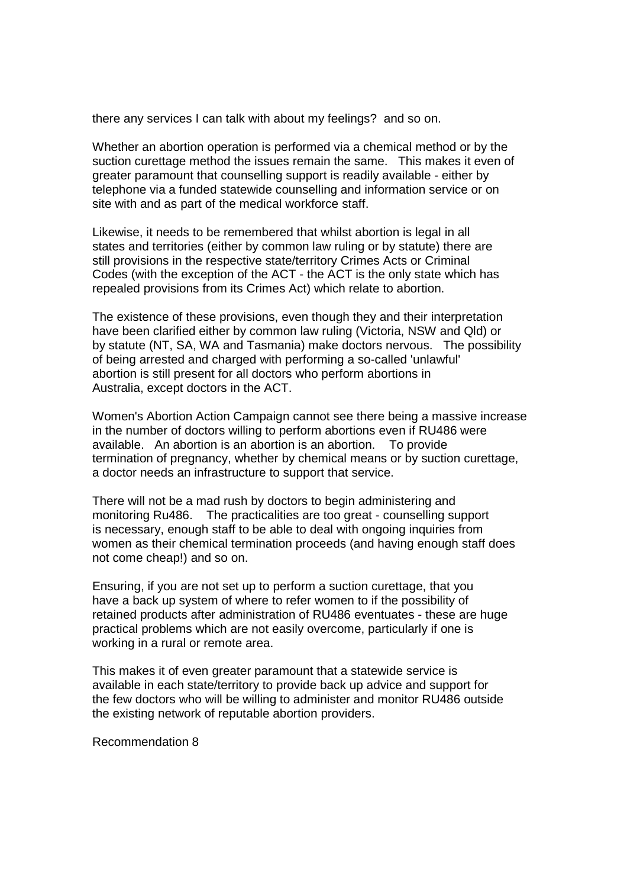there any services I can talk with about my feelings? and so on.

Whether an abortion operation is performed via a chemical method or by the suction curettage method the issues remain the same. This makes it even of greater paramount that counselling support is readily available - either by telephone via a funded statewide counselling and information service or on site with and as part of the medical workforce staff.

Likewise, it needs to be remembered that whilst abortion is legal in all states and territories (either by common law ruling or by statute) there are still provisions in the respective state/territory Crimes Acts or Criminal Codes (with the exception of the ACT - the ACT is the only state which has repealed provisions from its Crimes Act) which relate to abortion.

The existence of these provisions, even though they and their interpretation have been clarified either by common law ruling (Victoria, NSW and Qld) or by statute (NT, SA, WA and Tasmania) make doctors nervous. The possibility of being arrested and charged with performing a so-called 'unlawful' abortion is still present for all doctors who perform abortions in Australia, except doctors in the ACT.

Women's Abortion Action Campaign cannot see there being a massive increase in the number of doctors willing to perform abortions even if RU486 were available. An abortion is an abortion is an abortion. To provide termination of pregnancy, whether by chemical means or by suction curettage, a doctor needs an infrastructure to support that service.

There will not be a mad rush by doctors to begin administering and monitoring Ru486. The practicalities are too great - counselling support is necessary, enough staff to be able to deal with ongoing inquiries from women as their chemical termination proceeds (and having enough staff does not come cheap!) and so on.

Ensuring, if you are not set up to perform a suction curettage, that you have a back up system of where to refer women to if the possibility of retained products after administration of RU486 eventuates - these are huge practical problems which are not easily overcome, particularly if one is working in a rural or remote area.

This makes it of even greater paramount that a statewide service is available in each state/territory to provide back up advice and support for the few doctors who will be willing to administer and monitor RU486 outside the existing network of reputable abortion providers.

Recommendation 8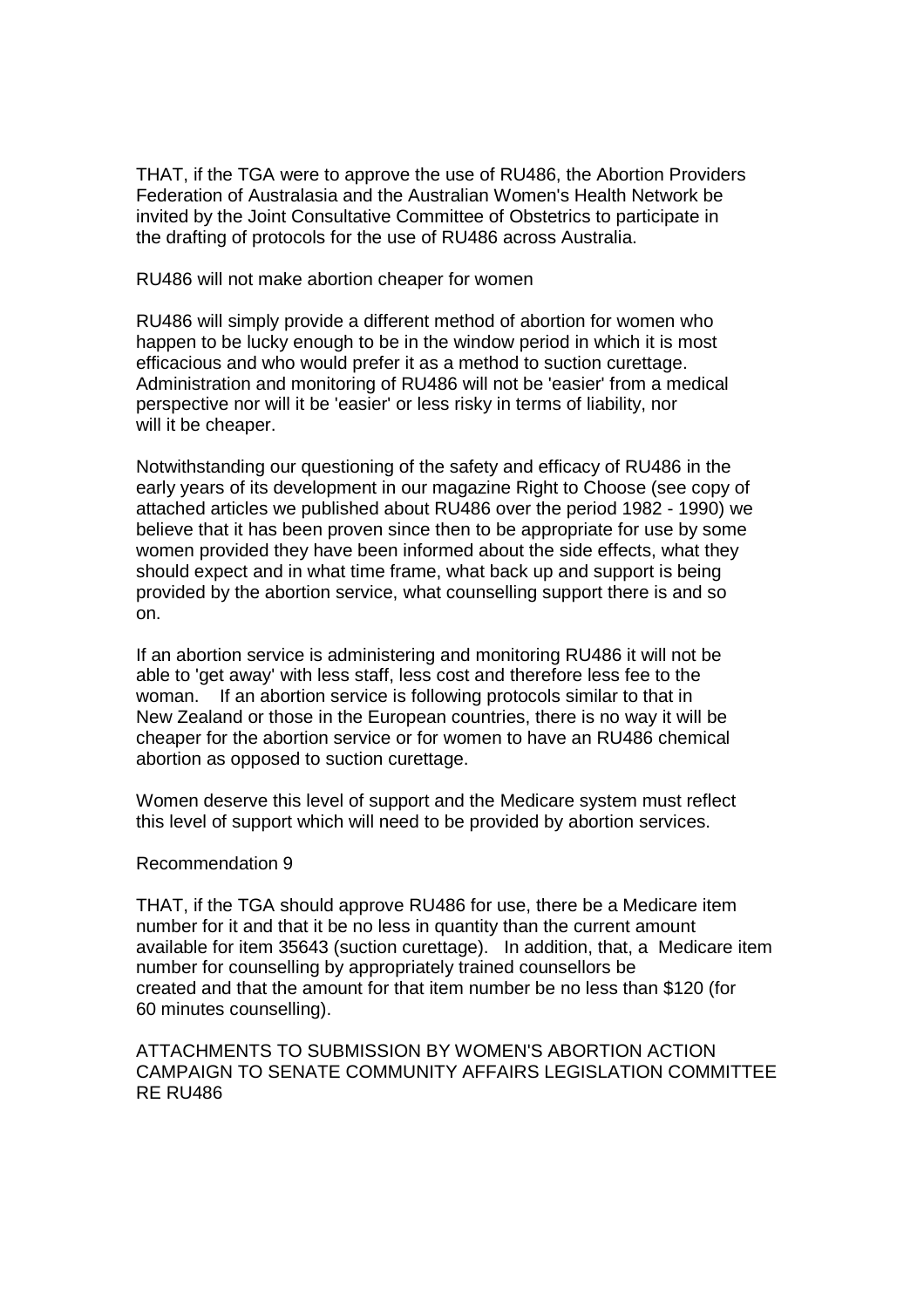THAT, if the TGA were to approve the use of RU486, the Abortion Providers Federation of Australasia and the Australian Women's Health Network be invited by the Joint Consultative Committee of Obstetrics to participate in the drafting of protocols for the use of RU486 across Australia.

RU486 will not make abortion cheaper for women

RU486 will simply provide a different method of abortion for women who happen to be lucky enough to be in the window period in which it is most efficacious and who would prefer it as a method to suction curettage. Administration and monitoring of RU486 will not be 'easier' from a medical perspective nor will it be 'easier' or less risky in terms of liability, nor will it be cheaper.

Notwithstanding our questioning of the safety and efficacy of RU486 in the early years of its development in our magazine Right to Choose (see copy of attached articles we published about RU486 over the period 1982 - 1990) we believe that it has been proven since then to be appropriate for use by some women provided they have been informed about the side effects, what they should expect and in what time frame, what back up and support is being provided by the abortion service, what counselling support there is and so on.

If an abortion service is administering and monitoring RU486 it will not be able to 'get away' with less staff, less cost and therefore less fee to the woman. If an abortion service is following protocols similar to that in New Zealand or those in the European countries, there is no way it will be cheaper for the abortion service or for women to have an RU486 chemical abortion as opposed to suction curettage.

Women deserve this level of support and the Medicare system must reflect this level of support which will need to be provided by abortion services.

Recommendation 9

THAT, if the TGA should approve RU486 for use, there be a Medicare item number for it and that it be no less in quantity than the current amount available for item 35643 (suction curettage). In addition, that, a Medicare item number for counselling by appropriately trained counsellors be created and that the amount for that item number be no less than $120 (for 60 minutes counselling).

ATTACHMENTS TO SUBMISSION BY WOMEN'S ABORTION ACTION CAMPAIGN TO SENATE COMMUNITY AFFAIRS LEGISLATION COMMITTEE RE RU486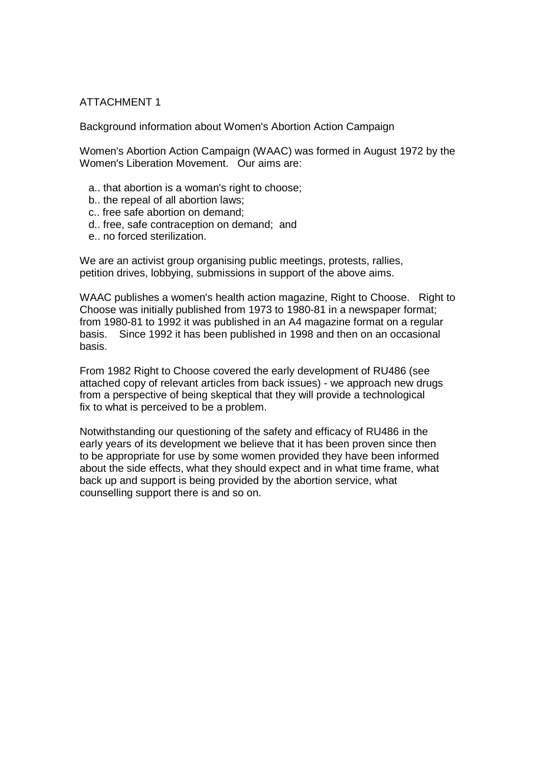ATTACHMENT 1

Background information about Women's Abortion Action Campaign

Women's Abortion Action Campaign (WAAC) was formed in August 1972 by the Women's Liberation Movement. Our aims are:

a.. that abortion is a woman's right to choose;
b.. the repeal of all abortion laws;
c.. free safe abortion on demand;
d.. free, safe contraception on demand; and
e.. no forced sterilization.

We are an activist group organising public meetings, protests, rallies, petition drives, lobbying, submissions in support of the above aims.

WAAC publishes a women's health action magazine, Right to Choose. Right to Choose was initially published from 1973 to 1980-81 in a newspaper format; from 1980-81 to 1992 it was published in an A4 magazine format on a regular basis. Since 1992 it has been published in 1998 and then on an occasional basis.

From 1982 Right to Choose covered the early development of RU486 (see attached copy of relevant articles from back issues) - we approach new drugs from a perspective of being skeptical that they will provide a technological fix to what is perceived to be a problem.

Notwithstanding our questioning of the safety and efficacy of RU486 in the early years of its development we believe that it has been proven since then to be appropriate for use by some women provided they have been informed about the side effects, what they should expect and in what time frame, what back up and support is being provided by the abortion service, what counselling support there is and so on.